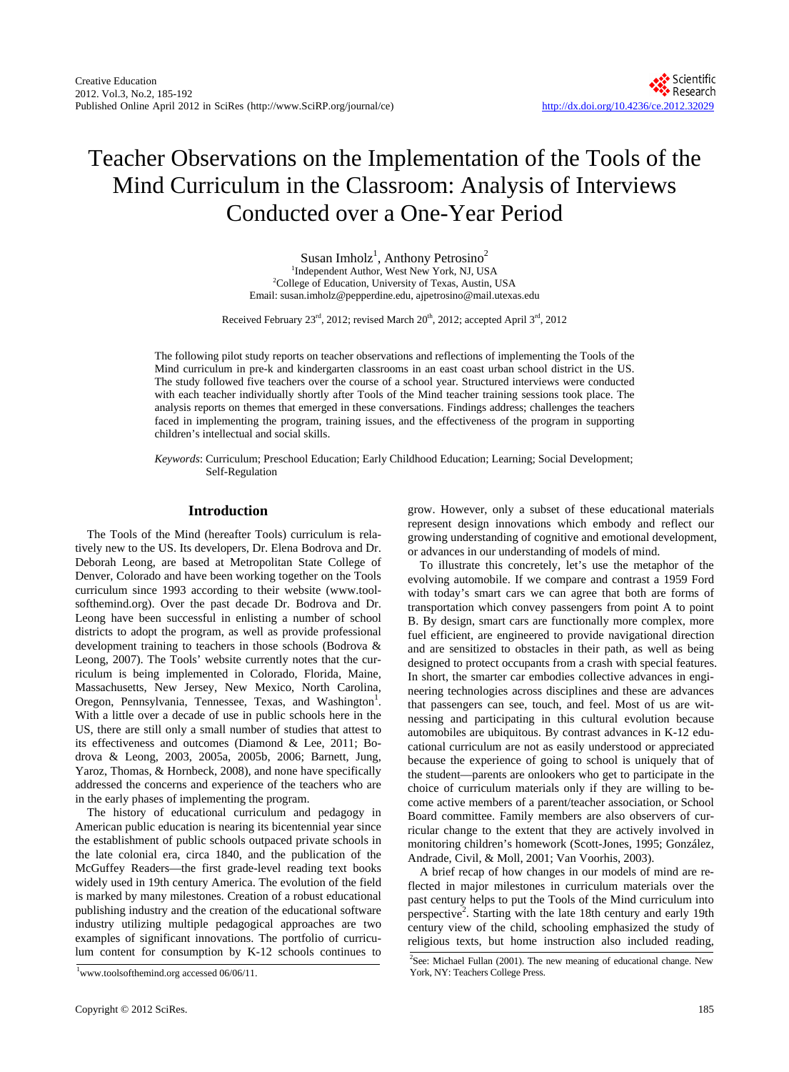# Teacher Observations on the Implementation of the Tools of the Mind Curriculum in the Classroom: Analysis of Interviews Conducted over a One-Year Period

Susan Imholz[1], Anthony Petrosino[2]

[1]Independent Author, West New York, NJ, USA
[2]College of Education, University of Texas, Austin, USA
Email: susan.imholz@pepperdine.edu, ajpetrosino@mail.utexas.edu

Received February 23rd, 2012; revised March 20th, 2012; accepted April 3rd, 2012

The following pilot study reports on teacher observations and reflections of implementing the Tools of the Mind curriculum in pre-k and kindergarten classrooms in an east coast urban school district in the US. The study followed five teachers over the course of a school year. Structured interviews were conducted with each teacher individually shortly after Tools of the Mind teacher training sessions took place. The analysis reports on themes that emerged in these conversations. Findings address; challenges the teachers faced in implementing the program, training issues, and the effectiveness of the program in supporting children's intellectual and social skills.

*Keywords*: Curriculum; Preschool Education; Early Childhood Education; Learning; Social Development; Self-Regulation

## Introduction

The Tools of the Mind (hereafter Tools) curriculum is relatively new to the US. Its developers, Dr. Elena Bodrova and Dr. Deborah Leong, are based at Metropolitan State College of Denver, Colorado and have been working together on the Tools curriculum since 1993 according to their website (www.toolsofthemind.org). Over the past decade Dr. Bodrova and Dr. Leong have been successful in enlisting a number of school districts to adopt the program, as well as provide professional development training to teachers in those schools (Bodrova & Leong, 2007). The Tools' website currently notes that the curriculum is being implemented in Colorado, Florida, Maine, Massachusetts, New Jersey, New Mexico, North Carolina, Oregon, Pennsylvania, Tennessee, Texas, and Washington[1]. With a little over a decade of use in public schools here in the US, there are still only a small number of studies that attest to its effectiveness and outcomes (Diamond & Lee, 2011; Bodrova & Leong, 2003, 2005a, 2005b, 2006; Barnett, Jung, Yaroz, Thomas, & Hornbeck, 2008), and none have specifically addressed the concerns and experience of the teachers who are in the early phases of implementing the program.

The history of educational curriculum and pedagogy in American public education is nearing its bicentennial year since the establishment of public schools outpaced private schools in the late colonial era, circa 1840, and the publication of the McGuffey Readers—the first grade-level reading text books widely used in 19th century America. The evolution of the field is marked by many milestones. Creation of a robust educational publishing industry and the creation of the educational software industry utilizing multiple pedagogical approaches are two examples of significant innovations. The portfolio of curriculum content for consumption by K-12 schools continues to grow. However, only a subset of these educational materials represent design innovations which embody and reflect our growing understanding of cognitive and emotional development, or advances in our understanding of models of mind.

To illustrate this concretely, let's use the metaphor of the evolving automobile. If we compare and contrast a 1959 Ford with today's smart cars we can agree that both are forms of transportation which convey passengers from point A to point B. By design, smart cars are functionally more complex, more fuel efficient, are engineered to provide navigational direction and are sensitized to obstacles in their path, as well as being designed to protect occupants from a crash with special features. In short, the smarter car embodies collective advances in engineering technologies across disciplines and these are advances that passengers can see, touch, and feel. Most of us are witnessing and participating in this cultural evolution because automobiles are ubiquitous. By contrast advances in K-12 educational curriculum are not as easily understood or appreciated because the experience of going to school is uniquely that of the student—parents are onlookers who get to participate in the choice of curriculum materials only if they are willing to become active members of a parent/teacher association, or School Board committee. Family members are also observers of curricular change to the extent that they are actively involved in monitoring children's homework (Scott-Jones, 1995; González, Andrade, Civil, & Moll, 2001; Van Voorhis, 2003).

A brief recap of how changes in our models of mind are reflected in major milestones in curriculum materials over the past century helps to put the Tools of the Mind curriculum into perspective[2]. Starting with the late 18th century and early 19th century view of the child, schooling emphasized the study of religious texts, but home instruction also included reading,

[1]www.toolsofthemind.org accessed 06/06/11.

[2]See: Michael Fullan (2001). The new meaning of educational change. New York, NY: Teachers College Press.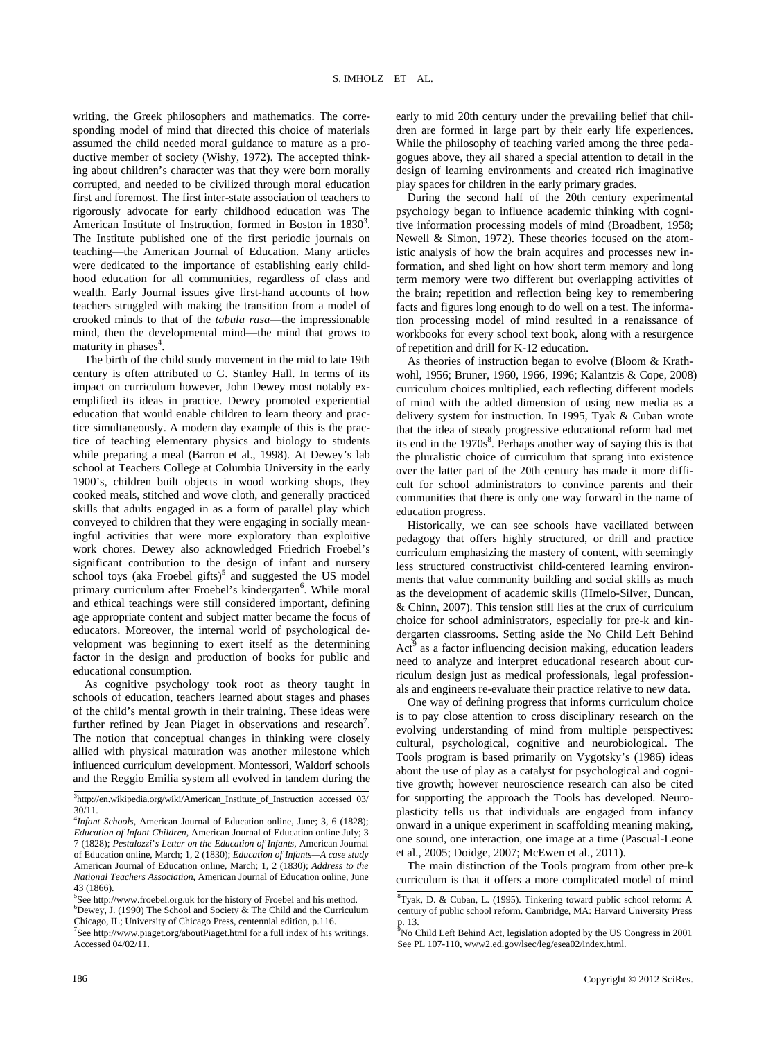writing, the Greek philosophers and mathematics. The corresponding model of mind that directed this choice of materials assumed the child needed moral guidance to mature as a productive member of society (Wishy, 1972). The accepted thinking about children's character was that they were born morally corrupted, and needed to be civilized through moral education first and foremost. The first inter-state association of teachers to rigorously advocate for early childhood education was The American Institute of Instruction, formed in Boston in 1830[3]. The Institute published one of the first periodic journals on teaching—the American Journal of Education. Many articles were dedicated to the importance of establishing early childhood education for all communities, regardless of class and wealth. Early Journal issues give first-hand accounts of how teachers struggled with making the transition from a model of crooked minds to that of the *tabula rasa*—the impressionable mind, then the developmental mind—the mind that grows to maturity in phases[4].

The birth of the child study movement in the mid to late 19th century is often attributed to G. Stanley Hall. In terms of its impact on curriculum however, John Dewey most notably exemplified its ideas in practice. Dewey promoted experiential education that would enable children to learn theory and practice simultaneously. A modern day example of this is the practice of teaching elementary physics and biology to students while preparing a meal (Barron et al., 1998). At Dewey's lab school at Teachers College at Columbia University in the early 1900's, children built objects in wood working shops, they cooked meals, stitched and wove cloth, and generally practiced skills that adults engaged in as a form of parallel play which conveyed to children that they were engaging in socially meaningful activities that were more exploratory than exploitive work chores. Dewey also acknowledged Friedrich Froebel's significant contribution to the design of infant and nursery school toys (aka Froebel gifts)[5] and suggested the US model primary curriculum after Froebel's kindergarten[6]. While moral and ethical teachings were still considered important, defining age appropriate content and subject matter became the focus of educators. Moreover, the internal world of psychological development was beginning to exert itself as the determining factor in the design and production of books for public and educational consumption.

As cognitive psychology took root as theory taught in schools of education, teachers learned about stages and phases of the child's mental growth in their training. These ideas were further refined by Jean Piaget in observations and research[7]. The notion that conceptual changes in thinking were closely allied with physical maturation was another milestone which influenced curriculum development. Montessori, Waldorf schools and the Reggio Emilia system all evolved in tandem during the early to mid 20th century under the prevailing belief that children are formed in large part by their early life experiences. While the philosophy of teaching varied among the three pedagogues above, they all shared a special attention to detail in the design of learning environments and created rich imaginative play spaces for children in the early primary grades.

During the second half of the 20th century experimental psychology began to influence academic thinking with cognitive information processing models of mind (Broadbent, 1958; Newell & Simon, 1972). These theories focused on the atomistic analysis of how the brain acquires and processes new information, and shed light on how short term memory and long term memory were two different but overlapping activities of the brain; repetition and reflection being key to remembering facts and figures long enough to do well on a test. The information processing model of mind resulted in a renaissance of workbooks for every school text book, along with a resurgence of repetition and drill for K-12 education.

As theories of instruction began to evolve (Bloom & Krathwohl, 1956; Bruner, 1960, 1966, 1996; Kalantzis & Cope, 2008) curriculum choices multiplied, each reflecting different models of mind with the added dimension of using new media as a delivery system for instruction. In 1995, Tyak & Cuban wrote that the idea of steady progressive educational reform had met its end in the 1970s[8]. Perhaps another way of saying this is that the pluralistic choice of curriculum that sprang into existence over the latter part of the 20th century has made it more difficult for school administrators to convince parents and their communities that there is only one way forward in the name of education progress.

Historically, we can see schools have vacillated between pedagogy that offers highly structured, or drill and practice curriculum emphasizing the mastery of content, with seemingly less structured constructivist child-centered learning environments that value community building and social skills as much as the development of academic skills (Hmelo-Silver, Duncan, & Chinn, 2007). This tension still lies at the crux of curriculum choice for school administrators, especially for pre-k and kindergarten classrooms. Setting aside the No Child Left Behind Act[9] as a factor influencing decision making, education leaders need to analyze and interpret educational research about curriculum design just as medical professionals, legal professionals and engineers re-evaluate their practice relative to new data.

One way of defining progress that informs curriculum choice is to pay close attention to cross disciplinary research on the evolving understanding of mind from multiple perspectives: cultural, psychological, cognitive and neurobiological. The Tools program is based primarily on Vygotsky's (1986) ideas about the use of play as a catalyst for psychological and cognitive growth; however neuroscience research can also be cited for supporting the approach the Tools has developed. Neuroplasticity tells us that individuals are engaged from infancy onward in a unique experiment in scaffolding meaning making, one sound, one interaction, one image at a time (Pascual-Leone et al., 2005; Doidge, 2007; McEwen et al., 2011).

The main distinction of the Tools program from other pre-k curriculum is that it offers a more complicated model of mind

---

[3]http://en.wikipedia.org/wiki/American_Institute_of_Instruction accessed 03/30/11.

[4]*Infant Schools*, American Journal of Education online, June; 3, 6 (1828); *Education of Infant Children*, American Journal of Education online July; 3 7 (1828); *Pestalozzi's Letter on the Education of Infants*, American Journal of Education online, March; 1, 2 (1830); *Education of Infants—A case study* American Journal of Education online, March; 1, 2 (1830); *Address to the National Teachers Association*, American Journal of Education online, June 43 (1866).

[5]See http://www.froebel.org.uk for the history of Froebel and his method.

[6]Dewey, J. (1990) The School and Society & The Child and the Curriculum Chicago, IL; University of Chicago Press, centennial edition, p.116.

[7]See http://www.piaget.org/aboutPiaget.html for a full index of his writings. Accessed 04/02/11.

[8]Tyak, D. & Cuban, L. (1995). Tinkering toward public school reform: A century of public school reform. Cambridge, MA: Harvard University Press p. 13.

[9]No Child Left Behind Act, legislation adopted by the US Congress in 2001 See PL 107-110, www2.ed.gov/lsec/leg/esea02/index.html.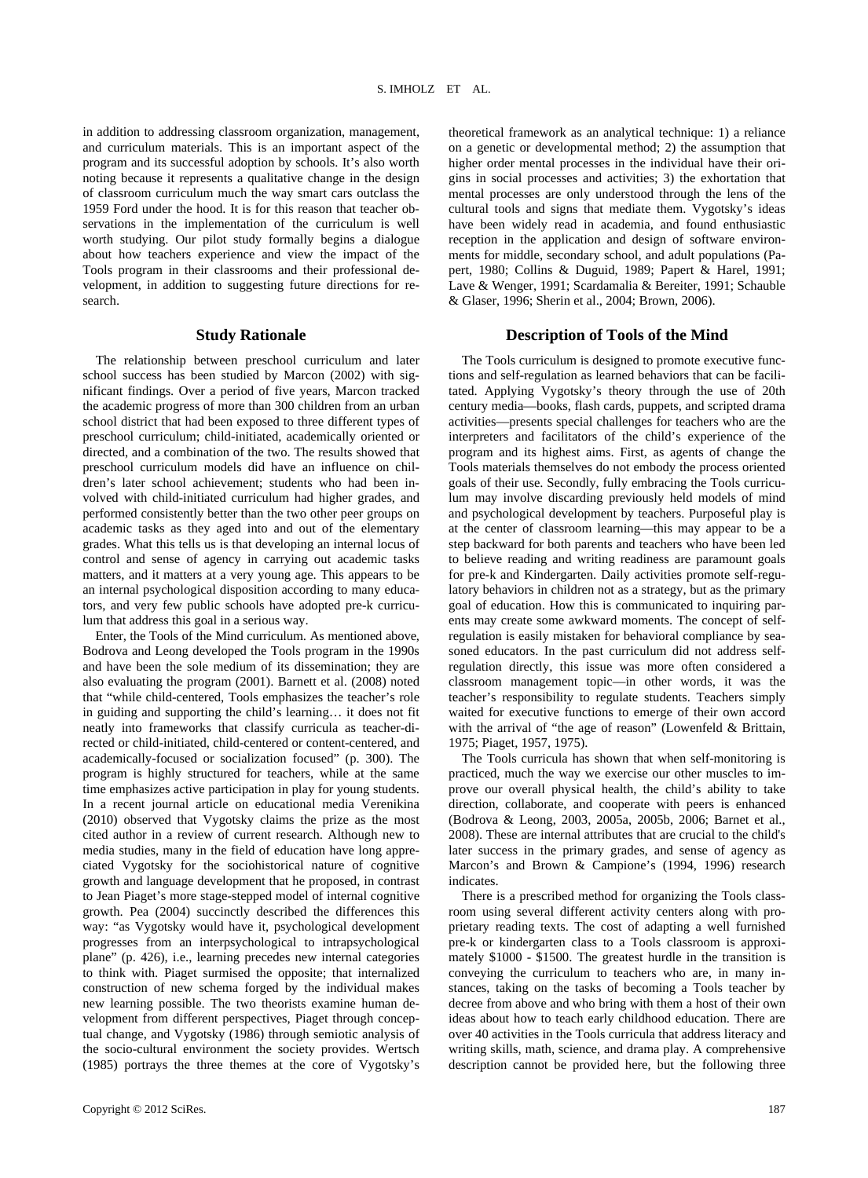in addition to addressing classroom organization, management, and curriculum materials. This is an important aspect of the program and its successful adoption by schools. It's also worth noting because it represents a qualitative change in the design of classroom curriculum much the way smart cars outclass the 1959 Ford under the hood. It is for this reason that teacher observations in the implementation of the curriculum is well worth studying. Our pilot study formally begins a dialogue about how teachers experience and view the impact of the Tools program in their classrooms and their professional development, in addition to suggesting future directions for research.

## Study Rationale

The relationship between preschool curriculum and later school success has been studied by Marcon (2002) with significant findings. Over a period of five years, Marcon tracked the academic progress of more than 300 children from an urban school district that had been exposed to three different types of preschool curriculum; child-initiated, academically oriented or directed, and a combination of the two. The results showed that preschool curriculum models did have an influence on children's later school achievement; students who had been involved with child-initiated curriculum had higher grades, and performed consistently better than the two other peer groups on academic tasks as they aged into and out of the elementary grades. What this tells us is that developing an internal locus of control and sense of agency in carrying out academic tasks matters, and it matters at a very young age. This appears to be an internal psychological disposition according to many educators, and very few public schools have adopted pre-k curriculum that address this goal in a serious way.

Enter, the Tools of the Mind curriculum. As mentioned above, Bodrova and Leong developed the Tools program in the 1990s and have been the sole medium of its dissemination; they are also evaluating the program (2001). Barnett et al. (2008) noted that "while child-centered, Tools emphasizes the teacher's role in guiding and supporting the child's learning… it does not fit neatly into frameworks that classify curricula as teacher-directed or child-initiated, child-centered or content-centered, and academically-focused or socialization focused" (p. 300). The program is highly structured for teachers, while at the same time emphasizes active participation in play for young students. In a recent journal article on educational media Verenikina (2010) observed that Vygotsky claims the prize as the most cited author in a review of current research. Although new to media studies, many in the field of education have long appreciated Vygotsky for the sociohistorical nature of cognitive growth and language development that he proposed, in contrast to Jean Piaget's more stage-stepped model of internal cognitive growth. Pea (2004) succinctly described the differences this way: "as Vygotsky would have it, psychological development progresses from an interpsychological to intrapsychological plane" (p. 426), i.e., learning precedes new internal categories to think with. Piaget surmised the opposite; that internalized construction of new schema forged by the individual makes new learning possible. The two theorists examine human development from different perspectives, Piaget through conceptual change, and Vygotsky (1986) through semiotic analysis of the socio-cultural environment the society provides. Wertsch (1985) portrays the three themes at the core of Vygotsky's theoretical framework as an analytical technique: 1) a reliance on a genetic or developmental method; 2) the assumption that higher order mental processes in the individual have their origins in social processes and activities; 3) the exhortation that mental processes are only understood through the lens of the cultural tools and signs that mediate them. Vygotsky's ideas have been widely read in academia, and found enthusiastic reception in the application and design of software environments for middle, secondary school, and adult populations (Papert, 1980; Collins & Duguid, 1989; Papert & Harel, 1991; Lave & Wenger, 1991; Scardamalia & Bereiter, 1991; Schauble & Glaser, 1996; Sherin et al., 2004; Brown, 2006).

## Description of Tools of the Mind

The Tools curriculum is designed to promote executive functions and self-regulation as learned behaviors that can be facilitated. Applying Vygotsky's theory through the use of 20th century media—books, flash cards, puppets, and scripted drama activities—presents special challenges for teachers who are the interpreters and facilitators of the child's experience of the program and its highest aims. First, as agents of change the Tools materials themselves do not embody the process oriented goals of their use. Secondly, fully embracing the Tools curriculum may involve discarding previously held models of mind and psychological development by teachers. Purposeful play is at the center of classroom learning—this may appear to be a step backward for both parents and teachers who have been led to believe reading and writing readiness are paramount goals for pre-k and Kindergarten. Daily activities promote self-regulatory behaviors in children not as a strategy, but as the primary goal of education. How this is communicated to inquiring parents may create some awkward moments. The concept of self-regulation is easily mistaken for behavioral compliance by seasoned educators. In the past curriculum did not address self-regulation directly, this issue was more often considered a classroom management topic—in other words, it was the teacher's responsibility to regulate students. Teachers simply waited for executive functions to emerge of their own accord with the arrival of "the age of reason" (Lowenfeld & Brittain, 1975; Piaget, 1957, 1975).

The Tools curricula has shown that when self-monitoring is practiced, much the way we exercise our other muscles to improve our overall physical health, the child's ability to take direction, collaborate, and cooperate with peers is enhanced (Bodrova & Leong, 2003, 2005a, 2005b, 2006; Barnet et al., 2008). These are internal attributes that are crucial to the child's later success in the primary grades, and sense of agency as Marcon's and Brown & Campione's (1994, 1996) research indicates.

There is a prescribed method for organizing the Tools classroom using several different activity centers along with proprietary reading texts. The cost of adapting a well furnished pre-k or kindergarten class to a Tools classroom is approximately $1000 - $1500. The greatest hurdle in the transition is conveying the curriculum to teachers who are, in many instances, taking on the tasks of becoming a Tools teacher by decree from above and who bring with them a host of their own ideas about how to teach early childhood education. There are over 40 activities in the Tools curricula that address literacy and writing skills, math, science, and drama play. A comprehensive description cannot be provided here, but the following three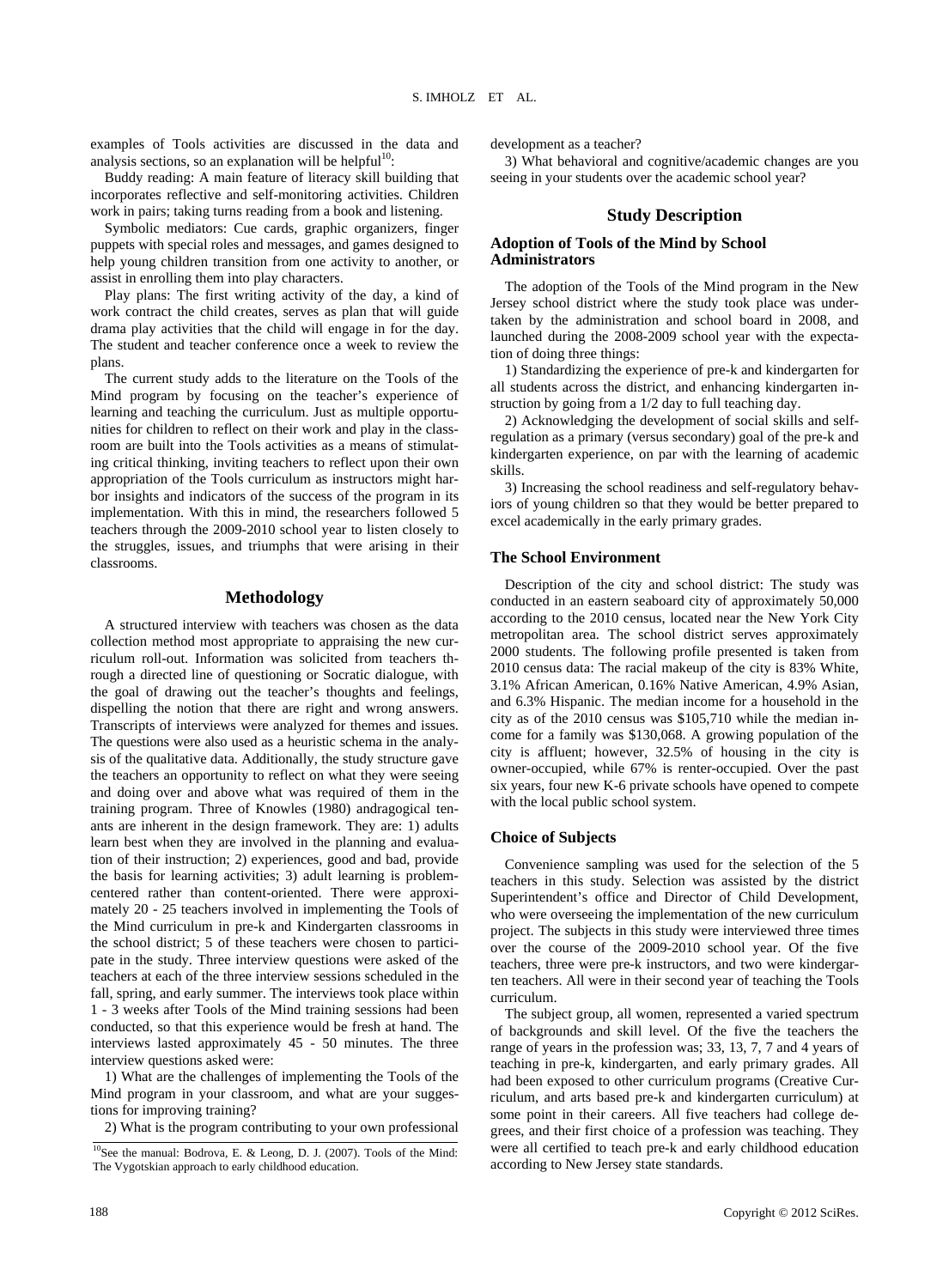examples of Tools activities are discussed in the data and analysis sections, so an explanation will be helpful[10]:

Buddy reading: A main feature of literacy skill building that incorporates reflective and self-monitoring activities. Children work in pairs; taking turns reading from a book and listening.

Symbolic mediators: Cue cards, graphic organizers, finger puppets with special roles and messages, and games designed to help young children transition from one activity to another, or assist in enrolling them into play characters.

Play plans: The first writing activity of the day, a kind of work contract the child creates, serves as plan that will guide drama play activities that the child will engage in for the day. The student and teacher conference once a week to review the plans.

The current study adds to the literature on the Tools of the Mind program by focusing on the teacher's experience of learning and teaching the curriculum. Just as multiple opportunities for children to reflect on their work and play in the classroom are built into the Tools activities as a means of stimulating critical thinking, inviting teachers to reflect upon their own appropriation of the Tools curriculum as instructors might harbor insights and indicators of the success of the program in its implementation. With this in mind, the researchers followed 5 teachers through the 2009-2010 school year to listen closely to the struggles, issues, and triumphs that were arising in their classrooms.

## Methodology

A structured interview with teachers was chosen as the data collection method most appropriate to appraising the new curriculum roll-out. Information was solicited from teachers through a directed line of questioning or Socratic dialogue, with the goal of drawing out the teacher's thoughts and feelings, dispelling the notion that there are right and wrong answers. Transcripts of interviews were analyzed for themes and issues. The questions were also used as a heuristic schema in the analysis of the qualitative data. Additionally, the study structure gave the teachers an opportunity to reflect on what they were seeing and doing over and above what was required of them in the training program. Three of Knowles (1980) andragogical tenants are inherent in the design framework. They are: 1) adults learn best when they are involved in the planning and evaluation of their instruction; 2) experiences, good and bad, provide the basis for learning activities; 3) adult learning is problem-centered rather than content-oriented. There were approximately 20 - 25 teachers involved in implementing the Tools of the Mind curriculum in pre-k and Kindergarten classrooms in the school district; 5 of these teachers were chosen to participate in the study. Three interview questions were asked of the teachers at each of the three interview sessions scheduled in the fall, spring, and early summer. The interviews took place within 1 - 3 weeks after Tools of the Mind training sessions had been conducted, so that this experience would be fresh at hand. The interviews lasted approximately 45 - 50 minutes. The three interview questions asked were:

1) What are the challenges of implementing the Tools of the Mind program in your classroom, and what are your suggestions for improving training?

2) What is the program contributing to your own professional development as a teacher?

3) What behavioral and cognitive/academic changes are you seeing in your students over the academic school year?

## Study Description

### Adoption of Tools of the Mind by School Administrators

The adoption of the Tools of the Mind program in the New Jersey school district where the study took place was undertaken by the administration and school board in 2008, and launched during the 2008-2009 school year with the expectation of doing three things:

1) Standardizing the experience of pre-k and kindergarten for all students across the district, and enhancing kindergarten instruction by going from a 1/2 day to full teaching day.

2) Acknowledging the development of social skills and self-regulation as a primary (versus secondary) goal of the pre-k and kindergarten experience, on par with the learning of academic skills.

3) Increasing the school readiness and self-regulatory behaviors of young children so that they would be better prepared to excel academically in the early primary grades.

### The School Environment

Description of the city and school district: The study was conducted in an eastern seaboard city of approximately 50,000 according to the 2010 census, located near the New York City metropolitan area. The school district serves approximately 2000 students. The following profile presented is taken from 2010 census data: The racial makeup of the city is 83% White, 3.1% African American, 0.16% Native American, 4.9% Asian, and 6.3% Hispanic. The median income for a household in the city as of the 2010 census was $105,710 while the median income for a family was $130,068. A growing population of the city is affluent; however, 32.5% of housing in the city is owner-occupied, while 67% is renter-occupied. Over the past six years, four new K-6 private schools have opened to compete with the local public school system.

### Choice of Subjects

Convenience sampling was used for the selection of the 5 teachers in this study. Selection was assisted by the district Superintendent's office and Director of Child Development, who were overseeing the implementation of the new curriculum project. The subjects in this study were interviewed three times over the course of the 2009-2010 school year. Of the five teachers, three were pre-k instructors, and two were kindergarten teachers. All were in their second year of teaching the Tools curriculum.

The subject group, all women, represented a varied spectrum of backgrounds and skill level. Of the five the teachers the range of years in the profession was; 33, 13, 7, 7 and 4 years of teaching in pre-k, kindergarten, and early primary grades. All had been exposed to other curriculum programs (Creative Curriculum, and arts based pre-k and kindergarten curriculum) at some point in their careers. All five teachers had college degrees, and their first choice of a profession was teaching. They were all certified to teach pre-k and early childhood education according to New Jersey state standards.

---

[10] See the manual: Bodrova, E. & Leong, D. J. (2007). Tools of the Mind: The Vygotskian approach to early childhood education.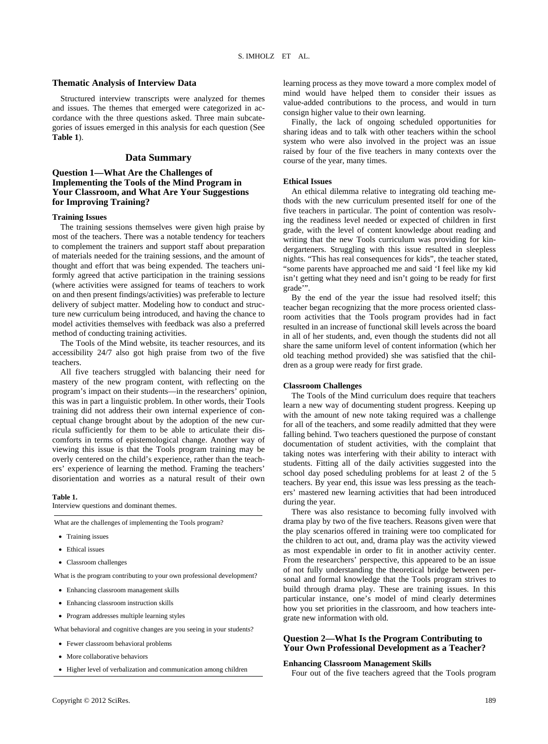### Thematic Analysis of Interview Data

Structured interview transcripts were analyzed for themes and issues. The themes that emerged were categorized in accordance with the three questions asked. Three main subcategories of issues emerged in this analysis for each question (See **Table 1**).

## Data Summary

### Question 1—What Are the Challenges of Implementing the Tools of the Mind Program in Your Classroom, and What Are Your Suggestions for Improving Training?

#### Training Issues

The training sessions themselves were given high praise by most of the teachers. There was a notable tendency for teachers to complement the trainers and support staff about preparation of materials needed for the training sessions, and the amount of thought and effort that was being expended. The teachers uniformly agreed that active participation in the training sessions (where activities were assigned for teams of teachers to work on and then present findings/activities) was preferable to lecture delivery of subject matter. Modeling how to conduct and structure new curriculum being introduced, and having the chance to model activities themselves with feedback was also a preferred method of conducting training activities.

The Tools of the Mind website, its teacher resources, and its accessibility 24/7 also got high praise from two of the five teachers.

All five teachers struggled with balancing their need for mastery of the new program content, with reflecting on the program's impact on their students—in the researchers' opinion, this was in part a linguistic problem. In other words, their Tools training did not address their own internal experience of conceptual change brought about by the adoption of the new curricula sufficiently for them to be able to articulate their discomforts in terms of epistemological change. Another way of viewing this issue is that the Tools program training may be overly centered on the child's experience, rather than the teachers' experience of learning the method. Framing the teachers' disorientation and worries as a natural result of their own learning process as they move toward a more complex model of mind would have helped them to consider their issues as value-added contributions to the process, and would in turn consign higher value to their own learning.

Finally, the lack of ongoing scheduled opportunities for sharing ideas and to talk with other teachers within the school system who were also involved in the project was an issue raised by four of the five teachers in many contexts over the course of the year, many times.

**Table 1.**
Interview questions and dominant themes.

| |
|---|
| What are the challenges of implementing the Tools program? |
| • Training issues |
| • Ethical issues |
| • Classroom challenges |
| What is the program contributing to your own professional development? |
| • Enhancing classroom management skills |
| • Enhancing classroom instruction skills |
| • Program addresses multiple learning styles |
| What behavioral and cognitive changes are you seeing in your students? |
| • Fewer classroom behavioral problems |
| • More collaborative behaviors |
| • Higher level of verbalization and communication among children |

#### Ethical Issues

An ethical dilemma relative to integrating old teaching methods with the new curriculum presented itself for one of the five teachers in particular. The point of contention was resolving the readiness level needed or expected of children in first grade, with the level of content knowledge about reading and writing that the new Tools curriculum was providing for kindergarteners. Struggling with this issue resulted in sleepless nights. "This has real consequences for kids", the teacher stated, "some parents have approached me and said 'I feel like my kid isn't getting what they need and isn't going to be ready for first grade'".

By the end of the year the issue had resolved itself; this teacher began recognizing that the more process oriented classroom activities that the Tools program provides had in fact resulted in an increase of functional skill levels across the board in all of her students, and, even though the students did not all share the same uniform level of content information (which her old teaching method provided) she was satisfied that the children as a group were ready for first grade.

#### Classroom Challenges

The Tools of the Mind curriculum does require that teachers learn a new way of documenting student progress. Keeping up with the amount of new note taking required was a challenge for all of the teachers, and some readily admitted that they were falling behind. Two teachers questioned the purpose of constant documentation of student activities, with the complaint that taking notes was interfering with their ability to interact with students. Fitting all of the daily activities suggested into the school day posed scheduling problems for at least 2 of the 5 teachers. By year end, this issue was less pressing as the teachers' mastered new learning activities that had been introduced during the year.

There was also resistance to becoming fully involved with drama play by two of the five teachers. Reasons given were that the play scenarios offered in training were too complicated for the children to act out, and, drama play was the activity viewed as most expendable in order to fit in another activity center. From the researchers' perspective, this appeared to be an issue of not fully understanding the theoretical bridge between personal and formal knowledge that the Tools program strives to build through drama play. These are training issues. In this particular instance, one's model of mind clearly determines how you set priorities in the classroom, and how teachers integrate new information with old.

### Question 2—What Is the Program Contributing to Your Own Professional Development as a Teacher?

#### Enhancing Classroom Management Skills

Four out of the five teachers agreed that the Tools program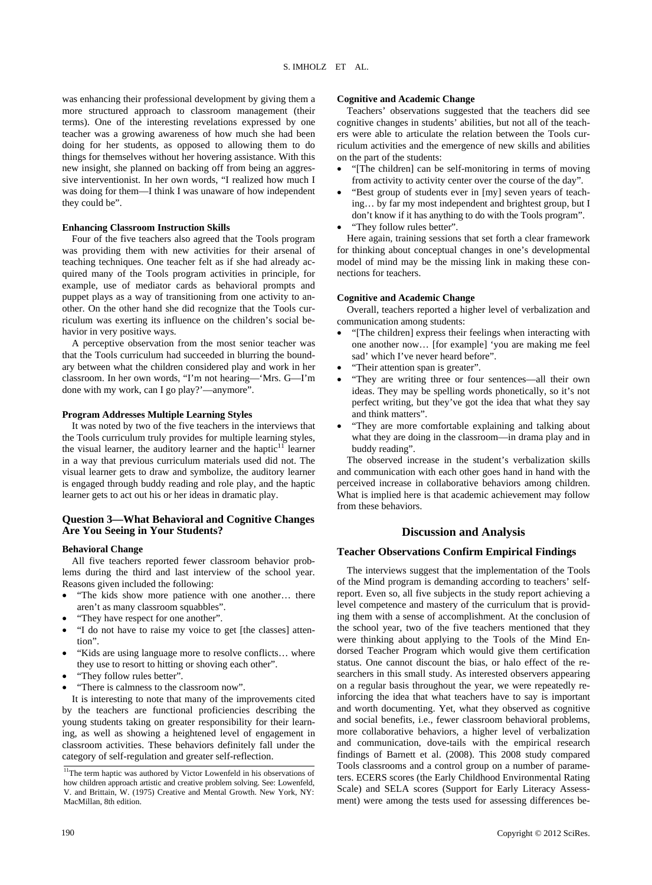was enhancing their professional development by giving them a more structured approach to classroom management (their terms). One of the interesting revelations expressed by one teacher was a growing awareness of how much she had been doing for her students, as opposed to allowing them to do things for themselves without her hovering assistance. With this new insight, she planned on backing off from being an aggressive interventionist. In her own words, "I realized how much I was doing for them—I think I was unaware of how independent they could be".

#### Enhancing Classroom Instruction Skills

Four of the five teachers also agreed that the Tools program was providing them with new activities for their arsenal of teaching techniques. One teacher felt as if she had already acquired many of the Tools program activities in principle, for example, use of mediator cards as behavioral prompts and puppet plays as a way of transitioning from one activity to another. On the other hand she did recognize that the Tools curriculum was exerting its influence on the children's social behavior in very positive ways.

A perceptive observation from the most senior teacher was that the Tools curriculum had succeeded in blurring the boundary between what the children considered play and work in her classroom. In her own words, "I'm not hearing—'Mrs. G—I'm done with my work, can I go play?'—anymore".

#### Program Addresses Multiple Learning Styles

It was noted by two of the five teachers in the interviews that the Tools curriculum truly provides for multiple learning styles, the visual learner, the auditory learner and the haptic[11] learner in a way that previous curriculum materials used did not. The visual learner gets to draw and symbolize, the auditory learner is engaged through buddy reading and role play, and the haptic learner gets to act out his or her ideas in dramatic play.

### Question 3—What Behavioral and Cognitive Changes Are You Seeing in Your Students?

#### Behavioral Change

All five teachers reported fewer classroom behavior problems during the third and last interview of the school year. Reasons given included the following:

- "The kids show more patience with one another… there aren't as many classroom squabbles".
- "They have respect for one another".
- "I do not have to raise my voice to get [the classes] attention".
- "Kids are using language more to resolve conflicts… where they use to resort to hitting or shoving each other".
- "They follow rules better".
- "There is calmness to the classroom now".

It is interesting to note that many of the improvements cited by the teachers are functional proficiencies describing the young students taking on greater responsibility for their learning, as well as showing a heightened level of engagement in classroom activities. These behaviors definitely fall under the category of self-regulation and greater self-reflection.

[11]The term haptic was authored by Victor Lowenfeld in his observations of how children approach artistic and creative problem solving. See: Lowenfeld, V. and Brittain, W. (1975) Creative and Mental Growth. New York, NY: MacMillan, 8th edition.

#### Cognitive and Academic Change

Teachers' observations suggested that the teachers did see cognitive changes in students' abilities, but not all of the teachers were able to articulate the relation between the Tools curriculum activities and the emergence of new skills and abilities on the part of the students:

- "[The children] can be self-monitoring in terms of moving from activity to activity center over the course of the day".
- "Best group of students ever in [my] seven years of teaching… by far my most independent and brightest group, but I don't know if it has anything to do with the Tools program".
- "They follow rules better".

Here again, training sessions that set forth a clear framework for thinking about conceptual changes in one's developmental model of mind may be the missing link in making these connections for teachers.

#### Cognitive and Academic Change

Overall, teachers reported a higher level of verbalization and communication among students:

- "[The children] express their feelings when interacting with one another now… [for example] 'you are making me feel sad' which I've never heard before".
- "Their attention span is greater".
- "They are writing three or four sentences—all their own ideas. They may be spelling words phonetically, so it's not perfect writing, but they've got the idea that what they say and think matters".
- "They are more comfortable explaining and talking about what they are doing in the classroom—in drama play and in buddy reading".

The observed increase in the student's verbalization skills and communication with each other goes hand in hand with the perceived increase in collaborative behaviors among children. What is implied here is that academic achievement may follow from these behaviors.

## Discussion and Analysis

### Teacher Observations Confirm Empirical Findings

The interviews suggest that the implementation of the Tools of the Mind program is demanding according to teachers' self-report. Even so, all five subjects in the study report achieving a level competence and mastery of the curriculum that is providing them with a sense of accomplishment. At the conclusion of the school year, two of the five teachers mentioned that they were thinking about applying to the Tools of the Mind Endorsed Teacher Program which would give them certification status. One cannot discount the bias, or halo effect of the researchers in this small study. As interested observers appearing on a regular basis throughout the year, we were repeatedly reinforcing the idea that what teachers have to say is important and worth documenting. Yet, what they observed as cognitive and social benefits, i.e., fewer classroom behavioral problems, more collaborative behaviors, a higher level of verbalization and communication, dove-tails with the empirical research findings of Barnett et al. (2008). This 2008 study compared Tools classrooms and a control group on a number of parameters. ECERS scores (the Early Childhood Environmental Rating Scale) and SELA scores (Support for Early Literacy Assessment) were among the tests used for assessing differences be-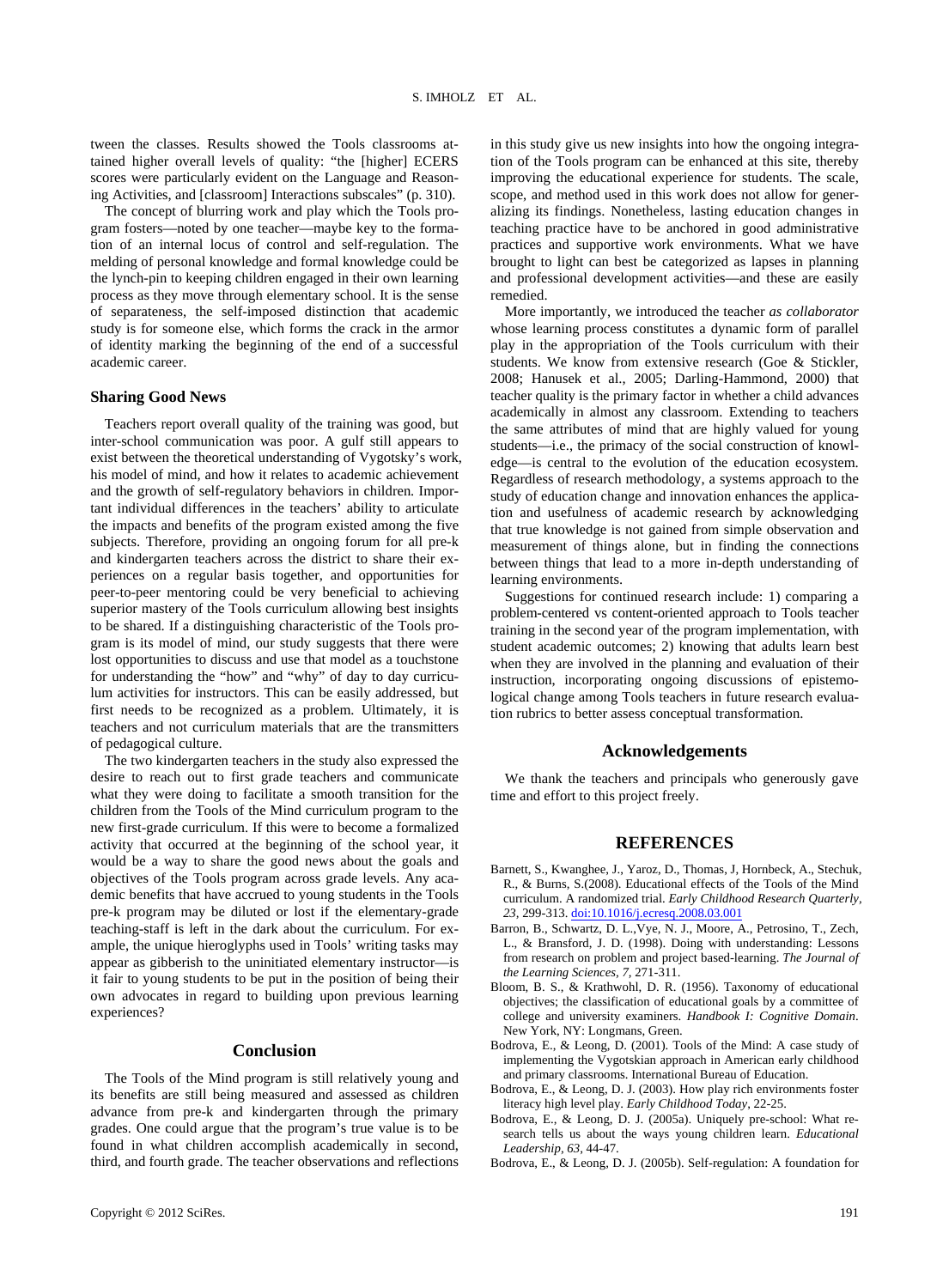tween the classes. Results showed the Tools classrooms attained higher overall levels of quality: "the [higher] ECERS scores were particularly evident on the Language and Reasoning Activities, and [classroom] Interactions subscales" (p. 310).

The concept of blurring work and play which the Tools program fosters—noted by one teacher—maybe key to the formation of an internal locus of control and self-regulation. The melding of personal knowledge and formal knowledge could be the lynch-pin to keeping children engaged in their own learning process as they move through elementary school. It is the sense of separateness, the self-imposed distinction that academic study is for someone else, which forms the crack in the armor of identity marking the beginning of the end of a successful academic career.

### Sharing Good News

Teachers report overall quality of the training was good, but inter-school communication was poor. A gulf still appears to exist between the theoretical understanding of Vygotsky's work, his model of mind, and how it relates to academic achievement and the growth of self-regulatory behaviors in children. Important individual differences in the teachers' ability to articulate the impacts and benefits of the program existed among the five subjects. Therefore, providing an ongoing forum for all pre-k and kindergarten teachers across the district to share their experiences on a regular basis together, and opportunities for peer-to-peer mentoring could be very beneficial to achieving superior mastery of the Tools curriculum allowing best insights to be shared. If a distinguishing characteristic of the Tools program is its model of mind, our study suggests that there were lost opportunities to discuss and use that model as a touchstone for understanding the "how" and "why" of day to day curriculum activities for instructors. This can be easily addressed, but first needs to be recognized as a problem. Ultimately, it is teachers and not curriculum materials that are the transmitters of pedagogical culture.

The two kindergarten teachers in the study also expressed the desire to reach out to first grade teachers and communicate what they were doing to facilitate a smooth transition for the children from the Tools of the Mind curriculum program to the new first-grade curriculum. If this were to become a formalized activity that occurred at the beginning of the school year, it would be a way to share the good news about the goals and objectives of the Tools program across grade levels. Any academic benefits that have accrued to young students in the Tools pre-k program may be diluted or lost if the elementary-grade teaching-staff is left in the dark about the curriculum. For example, the unique hieroglyphs used in Tools' writing tasks may appear as gibberish to the uninitiated elementary instructor—is it fair to young students to be put in the position of being their own advocates in regard to building upon previous learning experiences?

## Conclusion

The Tools of the Mind program is still relatively young and its benefits are still being measured and assessed as children advance from pre-k and kindergarten through the primary grades. One could argue that the program's true value is to be found in what children accomplish academically in second, third, and fourth grade. The teacher observations and reflections in this study give us new insights into how the ongoing integration of the Tools program can be enhanced at this site, thereby improving the educational experience for students. The scale, scope, and method used in this work does not allow for generalizing its findings. Nonetheless, lasting education changes in teaching practice have to be anchored in good administrative practices and supportive work environments. What we have brought to light can best be categorized as lapses in planning and professional development activities—and these are easily remedied.

More importantly, we introduced the teacher *as collaborator* whose learning process constitutes a dynamic form of parallel play in the appropriation of the Tools curriculum with their students. We know from extensive research (Goe & Stickler, 2008; Hanusek et al., 2005; Darling-Hammond, 2000) that teacher quality is the primary factor in whether a child advances academically in almost any classroom. Extending to teachers the same attributes of mind that are highly valued for young students—i.e., the primacy of the social construction of knowledge—is central to the evolution of the education ecosystem. Regardless of research methodology, a systems approach to the study of education change and innovation enhances the application and usefulness of academic research by acknowledging that true knowledge is not gained from simple observation and measurement of things alone, but in finding the connections between things that lead to a more in-depth understanding of learning environments.

Suggestions for continued research include: 1) comparing a problem-centered vs content-oriented approach to Tools teacher training in the second year of the program implementation, with student academic outcomes; 2) knowing that adults learn best when they are involved in the planning and evaluation of their instruction, incorporating ongoing discussions of epistemological change among Tools teachers in future research evaluation rubrics to better assess conceptual transformation.

## Acknowledgements

We thank the teachers and principals who generously gave time and effort to this project freely.

## REFERENCES

Barnett, S., Kwanghee, J., Yaroz, D., Thomas, J, Hornbeck, A., Stechuk, R., & Burns, S.(2008). Educational effects of the Tools of the Mind curriculum. A randomized trial. *Early Childhood Research Quarterly, 23,* 299-313. doi:10.1016/j.ecresq.2008.03.001

Barron, B., Schwartz, D. L.,Vye, N. J., Moore, A., Petrosino, T., Zech, L., & Bransford, J. D. (1998). Doing with understanding: Lessons from research on problem and project based-learning. *The Journal of the Learning Sciences, 7,* 271-311.

Bloom, B. S., & Krathwohl, D. R. (1956). Taxonomy of educational objectives; the classification of educational goals by a committee of college and university examiners. *Handbook I: Cognitive Domain*. New York, NY: Longmans, Green.

Bodrova, E., & Leong, D. (2001). Tools of the Mind: A case study of implementing the Vygotskian approach in American early childhood and primary classrooms. International Bureau of Education.

Bodrova, E., & Leong, D. J. (2003). How play rich environments foster literacy high level play. *Early Childhood Today*, 22-25.

Bodrova, E., & Leong, D. J. (2005a). Uniquely pre-school: What research tells us about the ways young children learn. *Educational Leadership, 63,* 44-47.

Bodrova, E., & Leong, D. J. (2005b). Self-regulation: A foundation for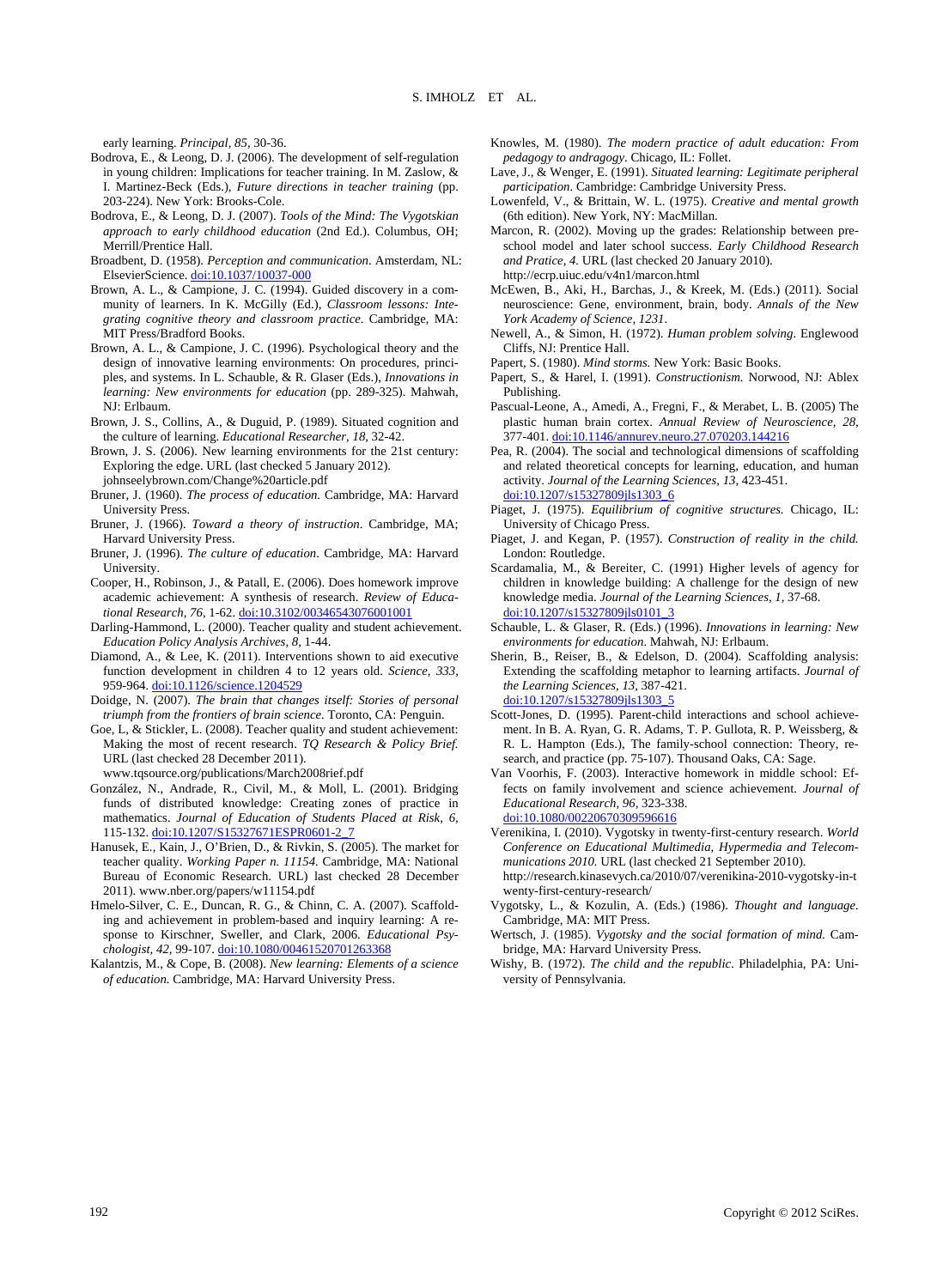early learning. *Principal, 85,* 30-36.

Bodrova, E., & Leong, D. J. (2006). The development of self-regulation in young children: Implications for teacher training. In M. Zaslow, & I. Martinez-Beck (Eds.), *Future directions in teacher training* (pp. 203-224). New York: Brooks-Cole.

Bodrova, E., & Leong, D. J. (2007). *Tools of the Mind: The Vygotskian approach to early childhood education* (2nd Ed.). Columbus, OH; Merrill/Prentice Hall.

Broadbent, D. (1958). *Perception and communication*. Amsterdam, NL: ElsevierScience. doi:10.1037/10037-000

Brown, A. L., & Campione, J. C. (1994). Guided discovery in a community of learners. In K. McGilly (Ed.), *Classroom lessons: Integrating cognitive theory and classroom practice*. Cambridge, MA: MIT Press/Bradford Books.

Brown, A. L., & Campione, J. C. (1996). Psychological theory and the design of innovative learning environments: On procedures, principles, and systems. In L. Schauble, & R. Glaser (Eds.), *Innovations in learning: New environments for education* (pp. 289-325). Mahwah, NJ: Erlbaum.

Brown, J. S., Collins, A., & Duguid, P. (1989). Situated cognition and the culture of learning. *Educational Researcher, 18,* 32-42.

Brown, J. S. (2006). New learning environments for the 21st century: Exploring the edge. URL (last checked 5 January 2012). johnseelybrown.com/Change%20article.pdf

Bruner, J. (1960). *The process of education.* Cambridge, MA: Harvard University Press.

Bruner, J. (1966). *Toward a theory of instruction*. Cambridge, MA; Harvard University Press.

Bruner, J. (1996). *The culture of education*. Cambridge, MA: Harvard University.

Cooper, H., Robinson, J., & Patall, E. (2006). Does homework improve academic achievement: A synthesis of research. *Review of Educational Research, 76,* 1-62. doi:10.3102/00346543076001001

Darling-Hammond, L. (2000). Teacher quality and student achievement. *Education Policy Analysis Archives, 8,* 1-44.

Diamond, A., & Lee, K. (2011). Interventions shown to aid executive function development in children 4 to 12 years old. *Science, 333,* 959-964. doi:10.1126/science.1204529

Doidge, N. (2007). *The brain that changes itself: Stories of personal triumph from the frontiers of brain science*. Toronto, CA: Penguin.

Goe, L, & Stickler, L. (2008). Teacher quality and student achievement: Making the most of recent research. *TQ Research & Policy Brief.* URL (last checked 28 December 2011). www.tqsource.org/publications/March2008rief.pdf

González, N., Andrade, R., Civil, M., & Moll, L. (2001). Bridging funds of distributed knowledge: Creating zones of practice in mathematics. *Journal of Education of Students Placed at Risk, 6,* 115-132. doi:10.1207/S15327671ESPR0601-2_7

Hanusek, E., Kain, J., O'Brien, D., & Rivkin, S. (2005). The market for teacher quality. *Working Paper n. 11154.* Cambridge, MA: National Bureau of Economic Research. URL) last checked 28 December 2011). www.nber.org/papers/w11154.pdf

Hmelo-Silver, C. E., Duncan, R. G., & Chinn, C. A. (2007). Scaffolding and achievement in problem-based and inquiry learning: A response to Kirschner, Sweller, and Clark, 2006. *Educational Psychologist, 42,* 99-107. doi:10.1080/00461520701263368

Kalantzis, M., & Cope, B. (2008). *New learning: Elements of a science of education.* Cambridge, MA: Harvard University Press.

Knowles, M. (1980). *The modern practice of adult education: From pedagogy to andragogy*. Chicago, IL: Follet.

Lave, J., & Wenger, E. (1991). *Situated learning: Legitimate peripheral participation*. Cambridge: Cambridge University Press.

Lowenfeld, V., & Brittain, W. L. (1975). *Creative and mental growth* (6th edition). New York, NY: MacMillan.

Marcon, R. (2002). Moving up the grades: Relationship between preschool model and later school success. *Early Childhood Research and Pratice, 4.* URL (last checked 20 January 2010). http://ecrp.uiuc.edu/v4n1/marcon.html

McEwen, B., Aki, H., Barchas, J., & Kreek, M. (Eds.) (2011). Social neuroscience: Gene, environment, brain, body. *Annals of the New York Academy of Science, 1231*.

Newell, A., & Simon, H. (1972). *Human problem solving*. Englewood Cliffs, NJ: Prentice Hall.

Papert, S. (1980). *Mind storms.* New York: Basic Books.

Papert, S., & Harel, I. (1991). *Constructionism.* Norwood, NJ: Ablex Publishing.

Pascual-Leone, A., Amedi, A., Fregni, F., & Merabet, L. B. (2005) The plastic human brain cortex. *Annual Review of Neuroscience, 28,* 377-401. doi:10.1146/annurev.neuro.27.070203.144216

Pea, R. (2004). The social and technological dimensions of scaffolding and related theoretical concepts for learning, education, and human activity. *Journal of the Learning Sciences, 13,* 423-451. doi:10.1207/s15327809jls1303_6

Piaget, J. (1975). *Equilibrium of cognitive structures.* Chicago, IL: University of Chicago Press.

Piaget, J. and Kegan, P. (1957). *Construction of reality in the child.* London: Routledge.

Scardamalia, M., & Bereiter, C. (1991) Higher levels of agency for children in knowledge building: A challenge for the design of new knowledge media. *Journal of the Learning Sciences, 1,* 37-68. doi:10.1207/s15327809jls0101_3

Schauble, L. & Glaser, R. (Eds.) (1996). *Innovations in learning: New environments for education*. Mahwah, NJ: Erlbaum.

Sherin, B., Reiser, B., & Edelson, D. (2004). Scaffolding analysis: Extending the scaffolding metaphor to learning artifacts. *Journal of the Learning Sciences, 13,* 387-421. doi:10.1207/s15327809jls1303_5

Scott-Jones, D. (1995). Parent-child interactions and school achievement. In B. A. Ryan, G. R. Adams, T. P. Gullota, R. P. Weissberg, & R. L. Hampton (Eds.), The family-school connection: Theory, research, and practice (pp. 75-107). Thousand Oaks, CA: Sage.

Van Voorhis, F. (2003). Interactive homework in middle school: Effects on family involvement and science achievement. *Journal of Educational Research, 96,* 323-338. doi:10.1080/00220670309596616

Verenikina, I. (2010). Vygotsky in twenty-first-century research. *World Conference on Educational Multimedia, Hypermedia and Telecommunications 2010.* URL (last checked 21 September 2010). http://research.kinasevych.ca/2010/07/verenikina-2010-vygotsky-in-twenty-first-century-research/

Vygotsky, L., & Kozulin, A. (Eds.) (1986). *Thought and language*. Cambridge, MA: MIT Press.

Wertsch, J. (1985). *Vygotsky and the social formation of mind.* Cambridge, MA: Harvard University Press.

Wishy, B. (1972). *The child and the republic.* Philadelphia, PA: University of Pennsylvania.